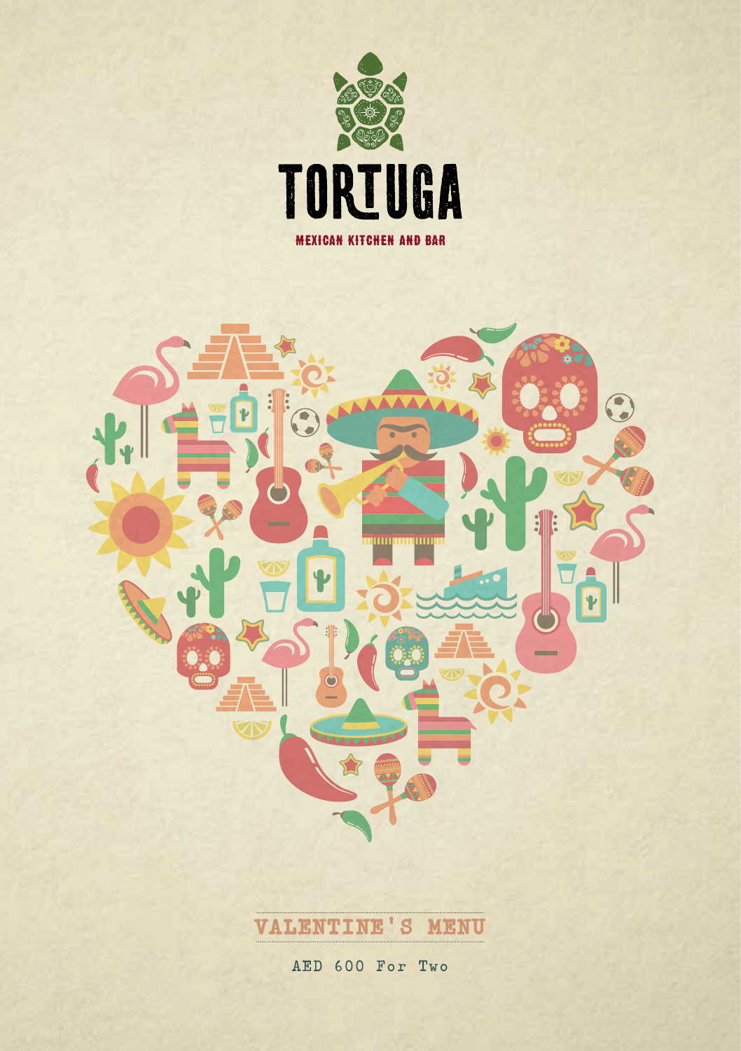# TORTUGA

MEXICAN KITCHEN AND BAR

## VALENTINE'S MENU

AED 600 For Two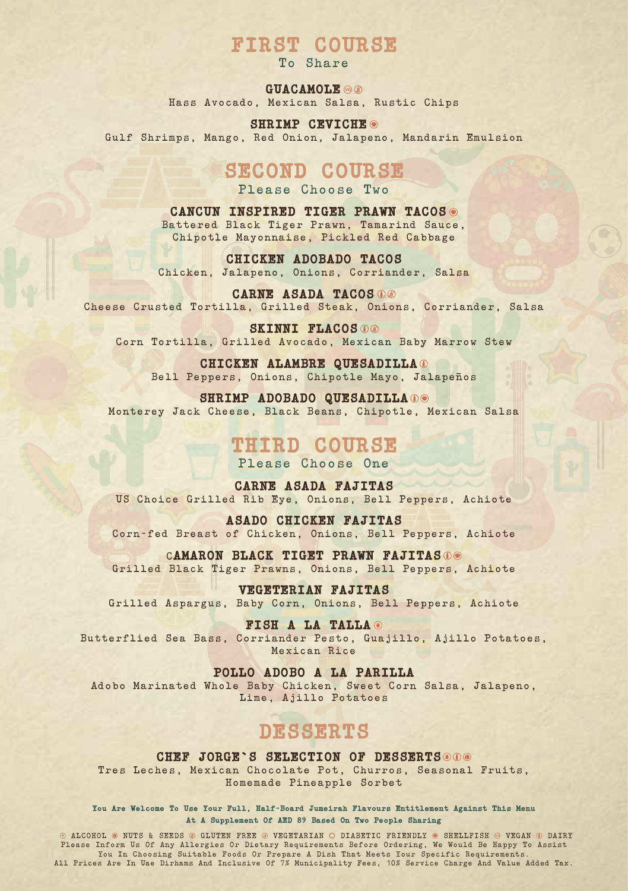# FIRST COURSE

To Share

**GUACAMOLE**
Hass Avocado, Mexican Salsa, Rustic Chips

**SHRIMP CEVICHE**
Gulf Shrimps, Mango, Red Onion, Jalapeno, Mandarin Emulsion

# SECOND COURSE

Please Choose Two

**CANCUN INSPIRED TIGER PRAWN TACOS**
Battered Black Tiger Prawn, Tamarind Sauce, Chipotle Mayonnaise, Pickled Red Cabbage

**CHICKEN ADOBADO TACOS**
Chicken, Jalapeno, Onions, Corriander, Salsa

**CARNE ASADA TACOS**
Cheese Crusted Tortilla, Grilled Steak, Onions, Corriander, Salsa

**SKINNI FLACOS**
Corn Tortilla, Grilled Avocado, Mexican Baby Marrow Stew

**CHICKEN ALAMBRE QUESADILLA**
Bell Peppers, Onions, Chipotle Mayo, Jalapeños

**SHRIMP ADOBADO QUESADILLA**
Monterey Jack Cheese, Black Beans, Chipotle, Mexican Salsa

# THIRD COURSE

Please Choose One

**CARNE ASADA FAJITAS**
US Choice Grilled Rib Eye, Onions, Bell Peppers, Achiote

**ASADO CHICKEN FAJITAS**
Corn-fed Breast of Chicken, Onions, Bell Peppers, Achiote

**CAMARON BLACK TIGET PRAWN FAJITAS**
Grilled Black Tiger Prawns, Onions, Bell Peppers, Achiote

**VEGETERIAN FAJITAS**
Grilled Aspargus, Baby Corn, Onions, Bell Peppers, Achiote

**FISH A LA TALLA**
Butterflied Sea Bass, Corriander Pesto, Guajillo, Ajillo Potatoes, Mexican Rice

**POLLO ADOBO A LA PARILLA**
Adobo Marinated Whole Baby Chicken, Sweet Corn Salsa, Jalapeno, Lime, Ajillo Potatoes

# DESSERTS

**CHEF JORGE`S SELECTION OF DESSERTS**
Tres Leches, Mexican Chocolate Pot, Churros, Seasonal Fruits, Homemade Pineapple Sorbet

**You Are Welcome To Use Your Full, Half-Board Jumeirah Flavours Entitlement Against This Menu At A Supplement Of AED 89 Based On Two People Sharing**

ALCOHOL · NUTS & SEEDS · GLUTEN FREE · VEGETARIAN · DIABETIC FRIENDLY · SHELLFISH · VEGAN · DAIRY

Please Inform Us Of Any Allergies Or Dietary Requirements Before Ordering, We Would Be Happy To Assist You In Choosing Suitable Foods Or Prepare A Dish That Meets Your Specific Requirements.
All Prices Are In Uae Dirhams And Inclusive Of 7% Municipality Fees, 10% Service Charge And Value Added Tax.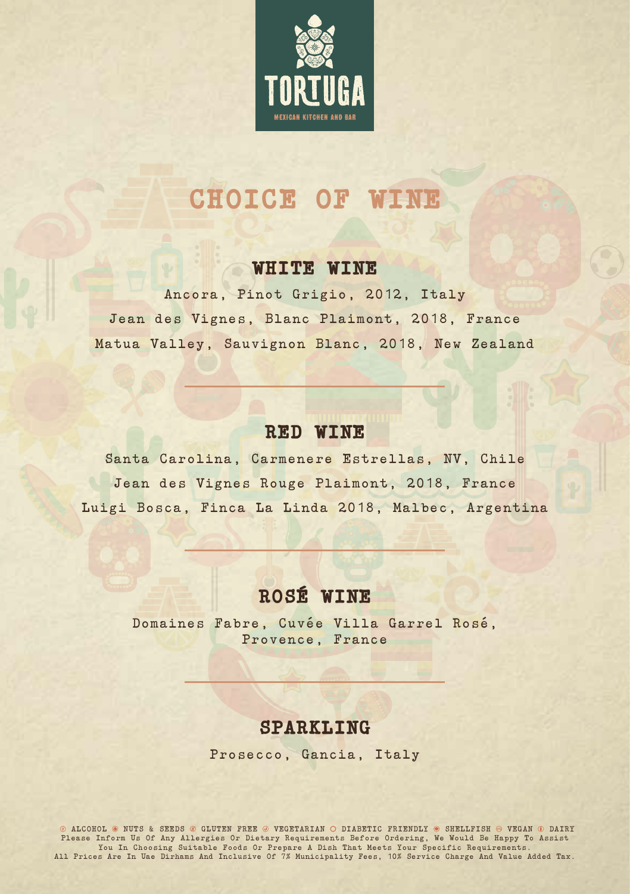TORTUGA

MEXICAN KITCHEN AND BAR

# CHOICE OF WINE

## WHITE WINE

Ancora, Pinot Grigio, 2012, Italy

Jean des Vignes, Blanc Plaimont, 2018, France

Matua Valley, Sauvignon Blanc, 2018, New Zealand

## RED WINE

Santa Carolina, Carmenere Estrellas, NV, Chile

Jean des Vignes Rouge Plaimont, 2018, France

Luigi Bosca, Finca La Linda 2018, Malbec, Argentina

## ROSÉ WINE

Domaines Fabre, Cuvée Villa Garrel Rosé, Provence, France

## SPARKLING

Prosecco, Gancia, Italy

ALCOHOL NUTS & SEEDS GLUTEN FREE VEGETARIAN DIABETIC FRIENDLY SHELLFISH VEGAN DAIRY

Please Inform Us Of Any Allergies Or Dietary Requirements Before Ordering, We Would Be Happy To Assist You In Choosing Suitable Foods Or Prepare A Dish That Meets Your Specific Requirements.

All Prices Are In Uae Dirhams And Inclusive Of 7% Municipality Fees, 10% Service Charge And Value Added Tax.